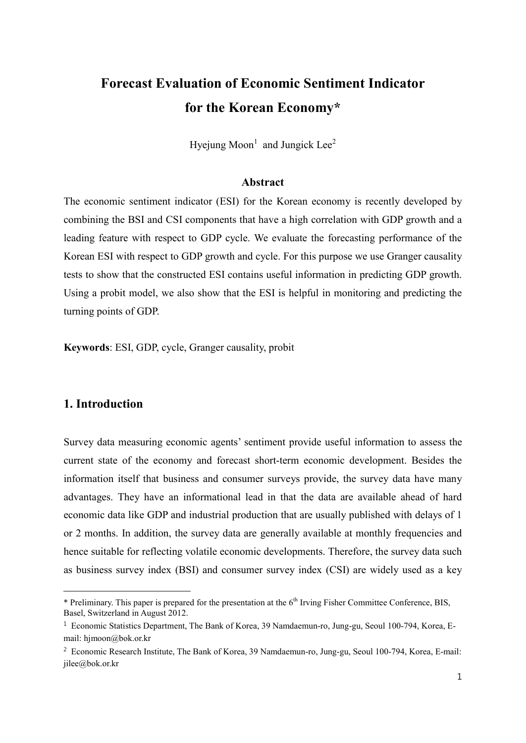# Forecast Evaluation of Economic Sentiment Indicator for the Korean Economy*

Hyejung Moon[1] and Jungick Lee[2]

### Abstract

The economic sentiment indicator (ESI) for the Korean economy is recently developed by combining the BSI and CSI components that have a high correlation with GDP growth and a leading feature with respect to GDP cycle. We evaluate the forecasting performance of the Korean ESI with respect to GDP growth and cycle. For this purpose we use Granger causality tests to show that the constructed ESI contains useful information in predicting GDP growth. Using a probit model, we also show that the ESI is helpful in monitoring and predicting the turning points of GDP.

**Keywords**: ESI, GDP, cycle, Granger causality, probit

## 1. Introduction

Survey data measuring economic agents' sentiment provide useful information to assess the current state of the economy and forecast short-term economic development. Besides the information itself that business and consumer surveys provide, the survey data have many advantages. They have an informational lead in that the data are available ahead of hard economic data like GDP and industrial production that are usually published with delays of 1 or 2 months. In addition, the survey data are generally available at monthly frequencies and hence suitable for reflecting volatile economic developments. Therefore, the survey data such as business survey index (BSI) and consumer survey index (CSI) are widely used as a key

---

* Preliminary. This paper is prepared for the presentation at the 6th Irving Fisher Committee Conference, BIS, Basel, Switzerland in August 2012.

[1] Economic Statistics Department, The Bank of Korea, 39 Namdaemun-ro, Jung-gu, Seoul 100-794, Korea, E-mail: hjmoon@bok.or.kr

[2] Economic Research Institute, The Bank of Korea, 39 Namdaemun-ro, Jung-gu, Seoul 100-794, Korea, E-mail: jilee@bok.or.kr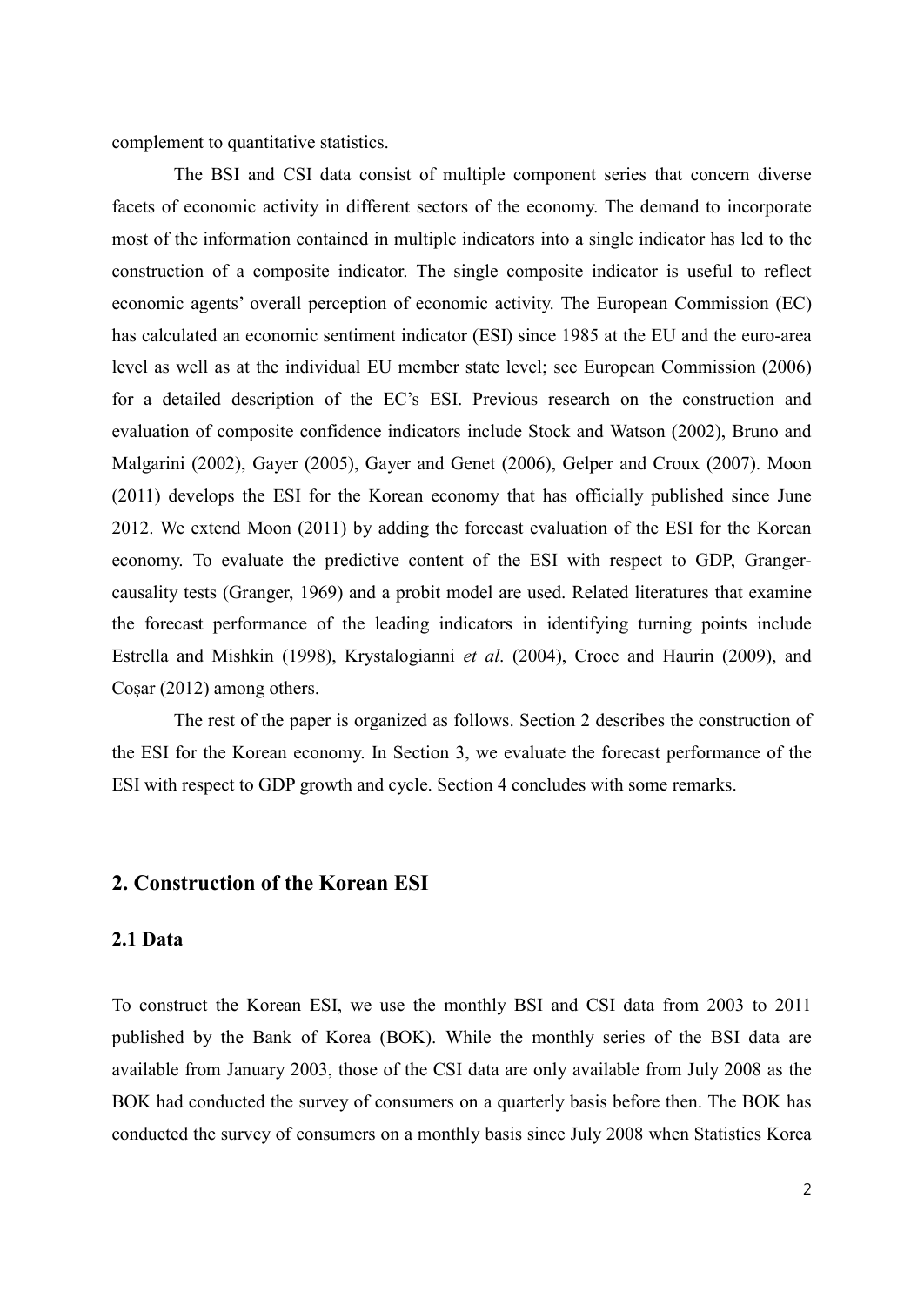complement to quantitative statistics.

The BSI and CSI data consist of multiple component series that concern diverse facets of economic activity in different sectors of the economy. The demand to incorporate most of the information contained in multiple indicators into a single indicator has led to the construction of a composite indicator. The single composite indicator is useful to reflect economic agents' overall perception of economic activity. The European Commission (EC) has calculated an economic sentiment indicator (ESI) since 1985 at the EU and the euro-area level as well as at the individual EU member state level; see European Commission (2006) for a detailed description of the EC's ESI. Previous research on the construction and evaluation of composite confidence indicators include Stock and Watson (2002), Bruno and Malgarini (2002), Gayer (2005), Gayer and Genet (2006), Gelper and Croux (2007). Moon (2011) develops the ESI for the Korean economy that has officially published since June 2012. We extend Moon (2011) by adding the forecast evaluation of the ESI for the Korean economy. To evaluate the predictive content of the ESI with respect to GDP, Granger-causality tests (Granger, 1969) and a probit model are used. Related literatures that examine the forecast performance of the leading indicators in identifying turning points include Estrella and Mishkin (1998), Krystalogianni *et al*. (2004), Croce and Haurin (2009), and Coşar (2012) among others.

The rest of the paper is organized as follows. Section 2 describes the construction of the ESI for the Korean economy. In Section 3, we evaluate the forecast performance of the ESI with respect to GDP growth and cycle. Section 4 concludes with some remarks.

## 2. Construction of the Korean ESI

### 2.1 Data

To construct the Korean ESI, we use the monthly BSI and CSI data from 2003 to 2011 published by the Bank of Korea (BOK). While the monthly series of the BSI data are available from January 2003, those of the CSI data are only available from July 2008 as the BOK had conducted the survey of consumers on a quarterly basis before then. The BOK has conducted the survey of consumers on a monthly basis since July 2008 when Statistics Korea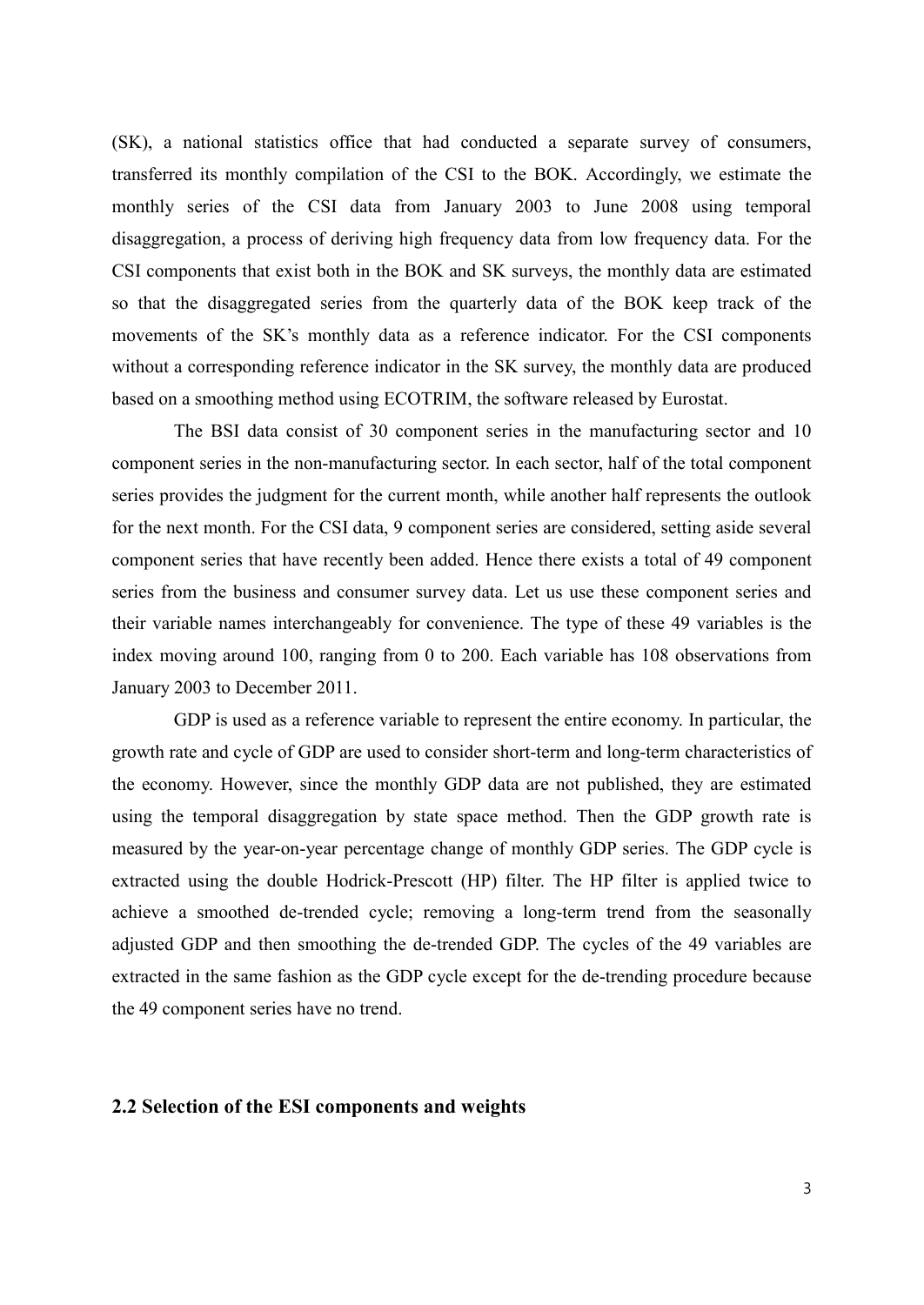(SK), a national statistics office that had conducted a separate survey of consumers, transferred its monthly compilation of the CSI to the BOK. Accordingly, we estimate the monthly series of the CSI data from January 2003 to June 2008 using temporal disaggregation, a process of deriving high frequency data from low frequency data. For the CSI components that exist both in the BOK and SK surveys, the monthly data are estimated so that the disaggregated series from the quarterly data of the BOK keep track of the movements of the SK's monthly data as a reference indicator. For the CSI components without a corresponding reference indicator in the SK survey, the monthly data are produced based on a smoothing method using ECOTRIM, the software released by Eurostat.

The BSI data consist of 30 component series in the manufacturing sector and 10 component series in the non-manufacturing sector. In each sector, half of the total component series provides the judgment for the current month, while another half represents the outlook for the next month. For the CSI data, 9 component series are considered, setting aside several component series that have recently been added. Hence there exists a total of 49 component series from the business and consumer survey data. Let us use these component series and their variable names interchangeably for convenience. The type of these 49 variables is the index moving around 100, ranging from 0 to 200. Each variable has 108 observations from January 2003 to December 2011.

GDP is used as a reference variable to represent the entire economy. In particular, the growth rate and cycle of GDP are used to consider short-term and long-term characteristics of the economy. However, since the monthly GDP data are not published, they are estimated using the temporal disaggregation by state space method. Then the GDP growth rate is measured by the year-on-year percentage change of monthly GDP series. The GDP cycle is extracted using the double Hodrick-Prescott (HP) filter. The HP filter is applied twice to achieve a smoothed de-trended cycle; removing a long-term trend from the seasonally adjusted GDP and then smoothing the de-trended GDP. The cycles of the 49 variables are extracted in the same fashion as the GDP cycle except for the de-trending procedure because the 49 component series have no trend.

## 2.2 Selection of the ESI components and weights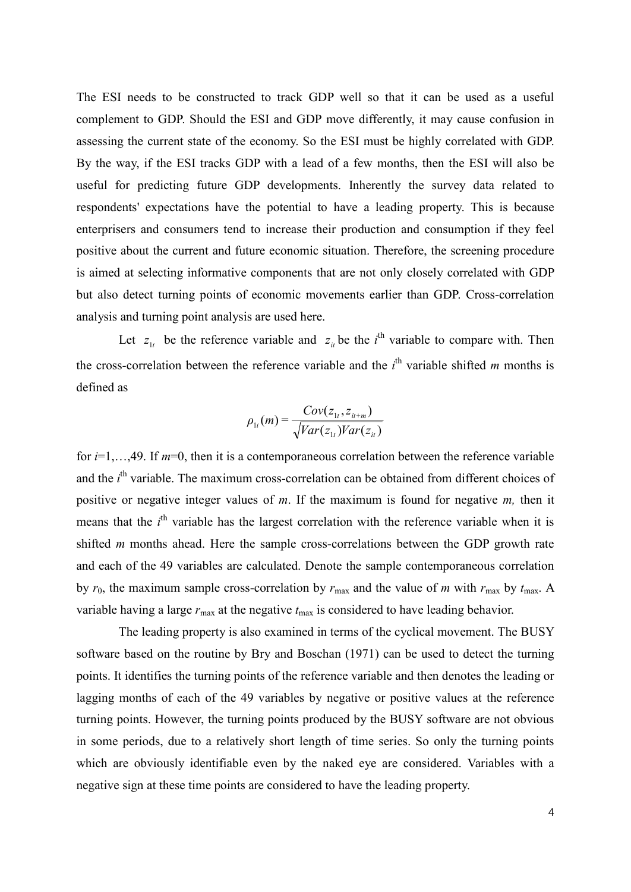The ESI needs to be constructed to track GDP well so that it can be used as a useful complement to GDP. Should the ESI and GDP move differently, it may cause confusion in assessing the current state of the economy. So the ESI must be highly correlated with GDP. By the way, if the ESI tracks GDP with a lead of a few months, then the ESI will also be useful for predicting future GDP developments. Inherently the survey data related to respondents' expectations have the potential to have a leading property. This is because enterprisers and consumers tend to increase their production and consumption if they feel positive about the current and future economic situation. Therefore, the screening procedure is aimed at selecting informative components that are not only closely correlated with GDP but also detect turning points of economic movements earlier than GDP. Cross-correlation analysis and turning point analysis are used here.

Let $z_{1t}$ be the reference variable and $z_{it}$ be the $i^{\text{th}}$ variable to compare with. Then the cross-correlation between the reference variable and the $i^{\text{th}}$ variable shifted $m$ months is defined as

$$\rho_{1i}(m) = \frac{Cov(z_{1t}, z_{it+m})}{\sqrt{Var(z_{1t})Var(z_{it})}}$$

for $i$=1,…,49. If $m$=0, then it is a contemporaneous correlation between the reference variable and the $i^{\text{th}}$ variable. The maximum cross-correlation can be obtained from different choices of positive or negative integer values of $m$. If the maximum is found for negative $m$, then it means that the $i^{\text{th}}$ variable has the largest correlation with the reference variable when it is shifted $m$ months ahead. Here the sample cross-correlations between the GDP growth rate and each of the 49 variables are calculated. Denote the sample contemporaneous correlation by $r_0$, the maximum sample cross-correlation by $r_{\max}$ and the value of $m$ with $r_{\max}$ by $t_{\max}$. A variable having a large $r_{\max}$ at the negative $t_{\max}$ is considered to have leading behavior.

The leading property is also examined in terms of the cyclical movement. The BUSY software based on the routine by Bry and Boschan (1971) can be used to detect the turning points. It identifies the turning points of the reference variable and then denotes the leading or lagging months of each of the 49 variables by negative or positive values at the reference turning points. However, the turning points produced by the BUSY software are not obvious in some periods, due to a relatively short length of time series. So only the turning points which are obviously identifiable even by the naked eye are considered. Variables with a negative sign at these time points are considered to have the leading property.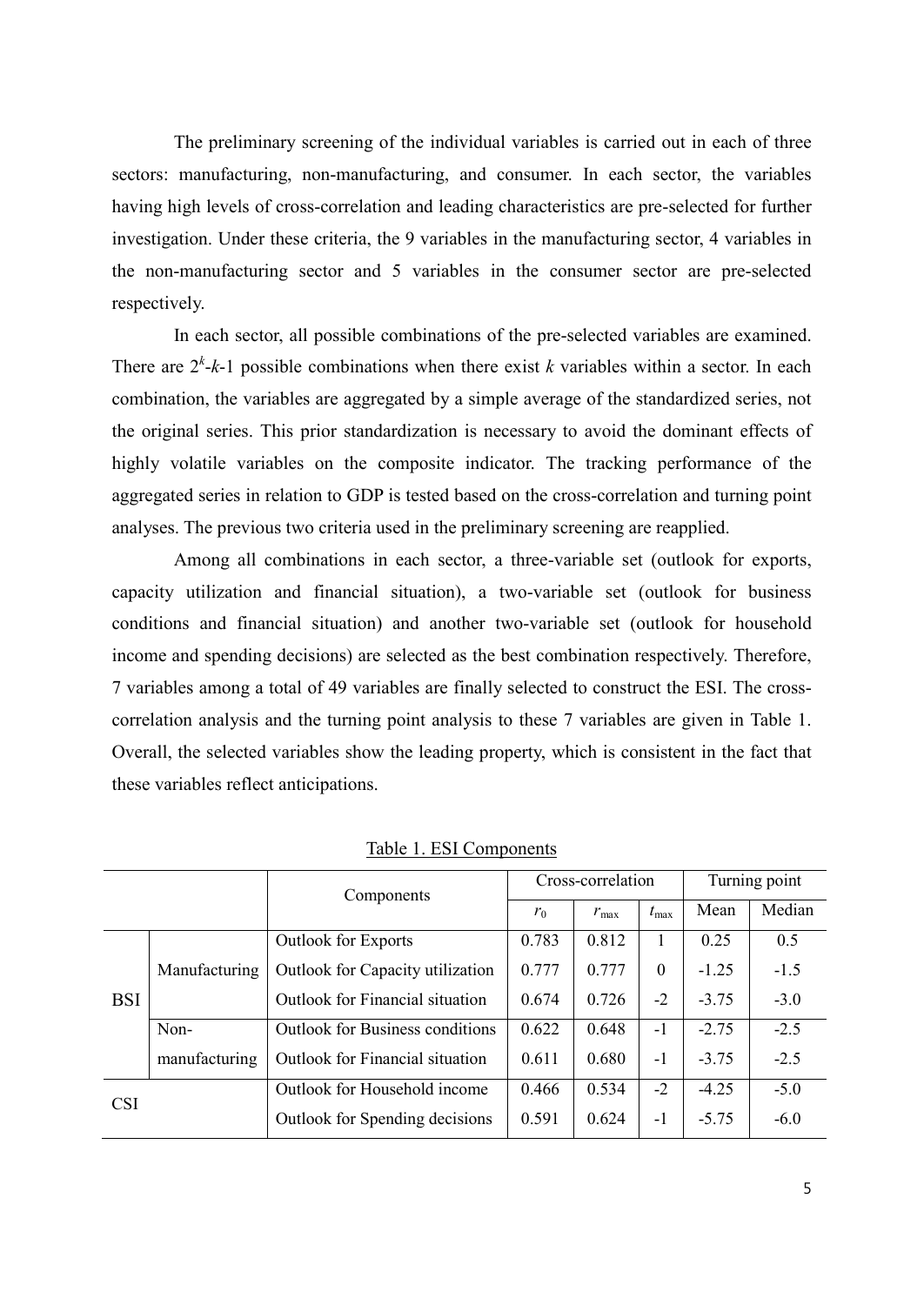The preliminary screening of the individual variables is carried out in each of three sectors: manufacturing, non-manufacturing, and consumer. In each sector, the variables having high levels of cross-correlation and leading characteristics are pre-selected for further investigation. Under these criteria, the 9 variables in the manufacturing sector, 4 variables in the non-manufacturing sector and 5 variables in the consumer sector are pre-selected respectively.

In each sector, all possible combinations of the pre-selected variables are examined. There are $2^k$-$k$-1 possible combinations when there exist $k$ variables within a sector. In each combination, the variables are aggregated by a simple average of the standardized series, not the original series. This prior standardization is necessary to avoid the dominant effects of highly volatile variables on the composite indicator. The tracking performance of the aggregated series in relation to GDP is tested based on the cross-correlation and turning point analyses. The previous two criteria used in the preliminary screening are reapplied.

Among all combinations in each sector, a three-variable set (outlook for exports, capacity utilization and financial situation), a two-variable set (outlook for business conditions and financial situation) and another two-variable set (outlook for household income and spending decisions) are selected as the best combination respectively. Therefore, 7 variables among a total of 49 variables are finally selected to construct the ESI. The cross-correlation analysis and the turning point analysis to these 7 variables are given in Table 1. Overall, the selected variables show the leading property, which is consistent in the fact that these variables reflect anticipations.

Table 1. ESI Components

| | | Components | Cross-correlation | | | Turning point | |
|---|---|---|---|---|---|---|---|
| | | | $r_0$ | $r_{\max}$ | $t_{\max}$ | Mean | Median |
| BSI | Manufacturing | Outlook for Exports | 0.783 | 0.812 | 1 | 0.25 | 0.5 |
| | | Outlook for Capacity utilization | 0.777 | 0.777 | 0 | -1.25 | -1.5 |
| | | Outlook for Financial situation | 0.674 | 0.726 | -2 | -3.75 | -3.0 |
| | Non-manufacturing | Outlook for Business conditions | 0.622 | 0.648 | -1 | -2.75 | -2.5 |
| | | Outlook for Financial situation | 0.611 | 0.680 | -1 | -3.75 | -2.5 |
| CSI | | Outlook for Household income | 0.466 | 0.534 | -2 | -4.25 | -5.0 |
| | | Outlook for Spending decisions | 0.591 | 0.624 | -1 | -5.75 | -6.0 |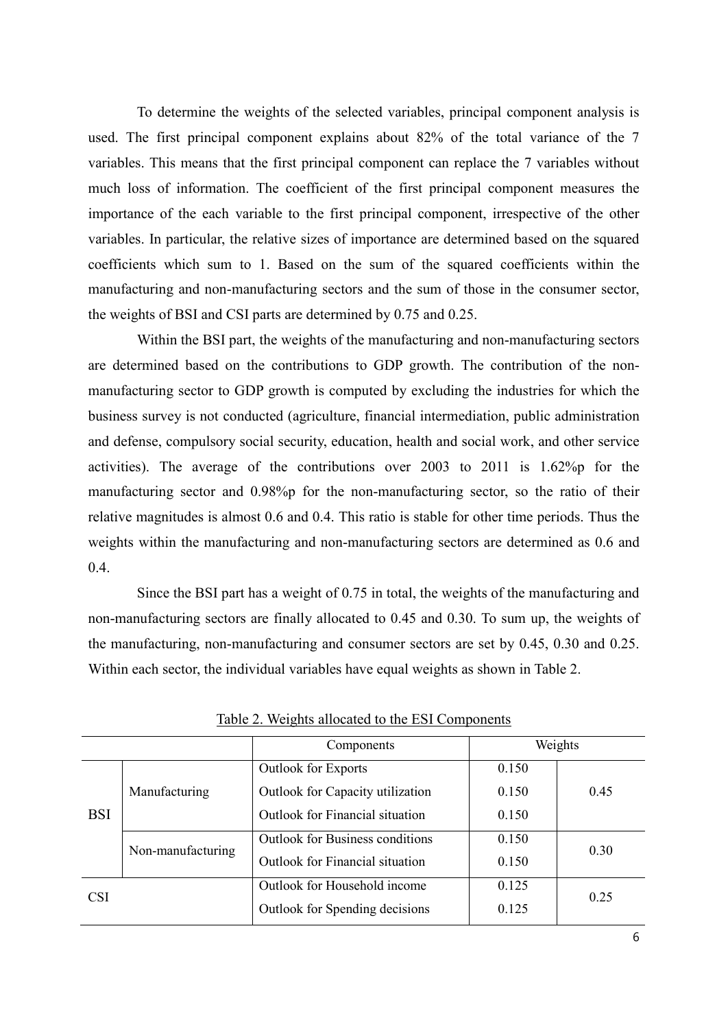To determine the weights of the selected variables, principal component analysis is used. The first principal component explains about 82% of the total variance of the 7 variables. This means that the first principal component can replace the 7 variables without much loss of information. The coefficient of the first principal component measures the importance of the each variable to the first principal component, irrespective of the other variables. In particular, the relative sizes of importance are determined based on the squared coefficients which sum to 1. Based on the sum of the squared coefficients within the manufacturing and non-manufacturing sectors and the sum of those in the consumer sector, the weights of BSI and CSI parts are determined by 0.75 and 0.25.

Within the BSI part, the weights of the manufacturing and non-manufacturing sectors are determined based on the contributions to GDP growth. The contribution of the non-manufacturing sector to GDP growth is computed by excluding the industries for which the business survey is not conducted (agriculture, financial intermediation, public administration and defense, compulsory social security, education, health and social work, and other service activities). The average of the contributions over 2003 to 2011 is 1.62%p for the manufacturing sector and 0.98%p for the non-manufacturing sector, so the ratio of their relative magnitudes is almost 0.6 and 0.4. This ratio is stable for other time periods. Thus the weights within the manufacturing and non-manufacturing sectors are determined as 0.6 and 0.4.

Since the BSI part has a weight of 0.75 in total, the weights of the manufacturing and non-manufacturing sectors are finally allocated to 0.45 and 0.30. To sum up, the weights of the manufacturing, non-manufacturing and consumer sectors are set by 0.45, 0.30 and 0.25. Within each sector, the individual variables have equal weights as shown in Table 2.

Table 2. Weights allocated to the ESI Components

| | | Components | Weights | |
|---|---|---|---|---|
| BSI | Manufacturing | Outlook for Exports | 0.150 | 0.45 |
| | | Outlook for Capacity utilization | 0.150 | |
| | | Outlook for Financial situation | 0.150 | |
| | Non-manufacturing | Outlook for Business conditions | 0.150 | 0.30 |
| | | Outlook for Financial situation | 0.150 | |
| CSI | | Outlook for Household income | 0.125 | 0.25 |
| | | Outlook for Spending decisions | 0.125 | |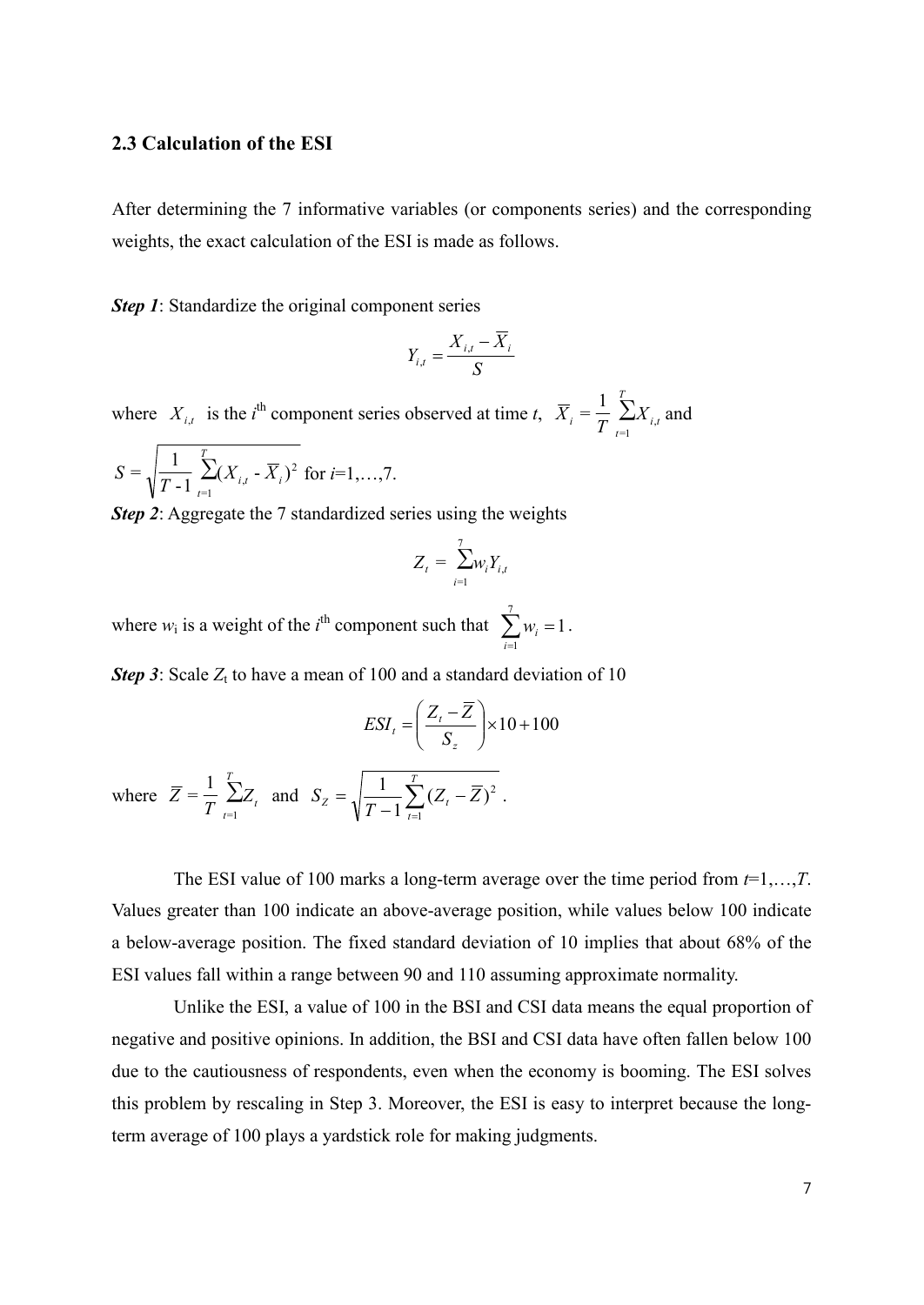### 2.3 Calculation of the ESI

After determining the 7 informative variables (or components series) and the corresponding weights, the exact calculation of the ESI is made as follows.

***Step 1***: Standardize the original component series

$$Y_{i,t} = \frac{X_{i,t} - \overline{X}_i}{S}$$

where $X_{i,t}$ is the $i^{\text{th}}$ component series observed at time $t$, $\overline{X}_i = \frac{1}{T}\sum_{t=1}^{T} X_{i,t}$ and

$S = \sqrt{\frac{1}{T-1}\sum_{t=1}^{T}(X_{i,t} - \overline{X}_i)^2}$ for $i$=1,…,7.

***Step 2***: Aggregate the 7 standardized series using the weights

$$Z_t = \sum_{i=1}^{7} w_i Y_{i,t}$$

where $w_i$ is a weight of the $i^{\text{th}}$ component such that $\sum_{i=1}^{7} w_i = 1$.

***Step 3***: Scale $Z_t$ to have a mean of 100 and a standard deviation of 10

$$ESI_t = \left(\frac{Z_t - \overline{Z}}{S_z}\right) \times 10 + 100$$

where $\overline{Z} = \frac{1}{T}\sum_{t=1}^{T} Z_t$ and $S_Z = \sqrt{\frac{1}{T-1}\sum_{t=1}^{T}(Z_t - \overline{Z})^2}$.

The ESI value of 100 marks a long-term average over the time period from $t$=1,…,$T$. Values greater than 100 indicate an above-average position, while values below 100 indicate a below-average position. The fixed standard deviation of 10 implies that about 68% of the ESI values fall within a range between 90 and 110 assuming approximate normality.

Unlike the ESI, a value of 100 in the BSI and CSI data means the equal proportion of negative and positive opinions. In addition, the BSI and CSI data have often fallen below 100 due to the cautiousness of respondents, even when the economy is booming. The ESI solves this problem by rescaling in Step 3. Moreover, the ESI is easy to interpret because the long-term average of 100 plays a yardstick role for making judgments.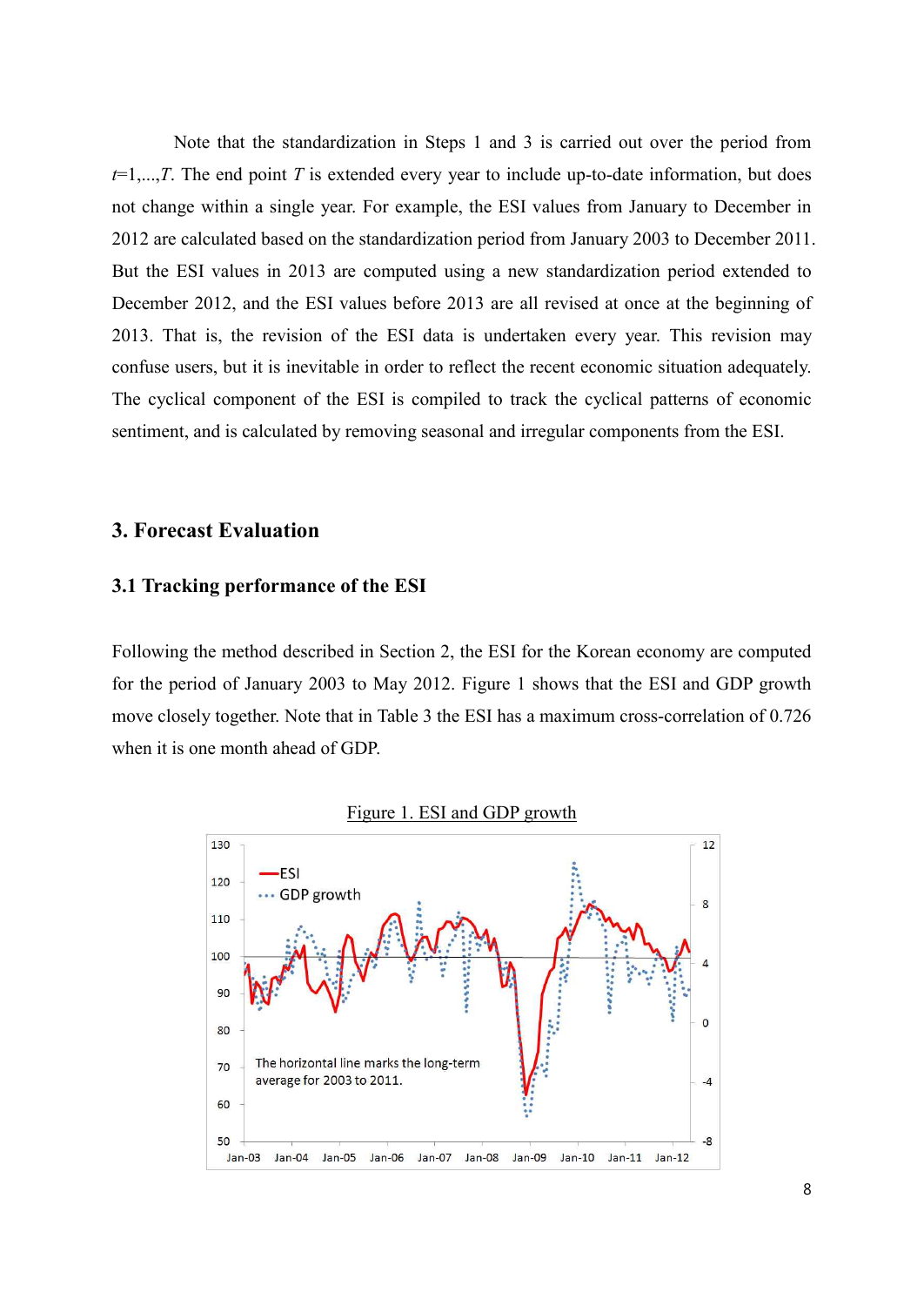Note that the standardization in Steps 1 and 3 is carried out over the period from $t$=1,...,$T$. The end point $T$ is extended every year to include up-to-date information, but does not change within a single year. For example, the ESI values from January to December in 2012 are calculated based on the standardization period from January 2003 to December 2011. But the ESI values in 2013 are computed using a new standardization period extended to December 2012, and the ESI values before 2013 are all revised at once at the beginning of 2013. That is, the revision of the ESI data is undertaken every year. This revision may confuse users, but it is inevitable in order to reflect the recent economic situation adequately. The cyclical component of the ESI is compiled to track the cyclical patterns of economic sentiment, and is calculated by removing seasonal and irregular components from the ESI.

## 3. Forecast Evaluation

### 3.1 Tracking performance of the ESI

Following the method described in Section 2, the ESI for the Korean economy are computed for the period of January 2003 to May 2012. Figure 1 shows that the ESI and GDP growth move closely together. Note that in Table 3 the ESI has a maximum cross-correlation of 0.726 when it is one month ahead of GDP.

Figure 1. ESI and GDP growth

The horizontal line marks the long-term average for 2003 to 2011.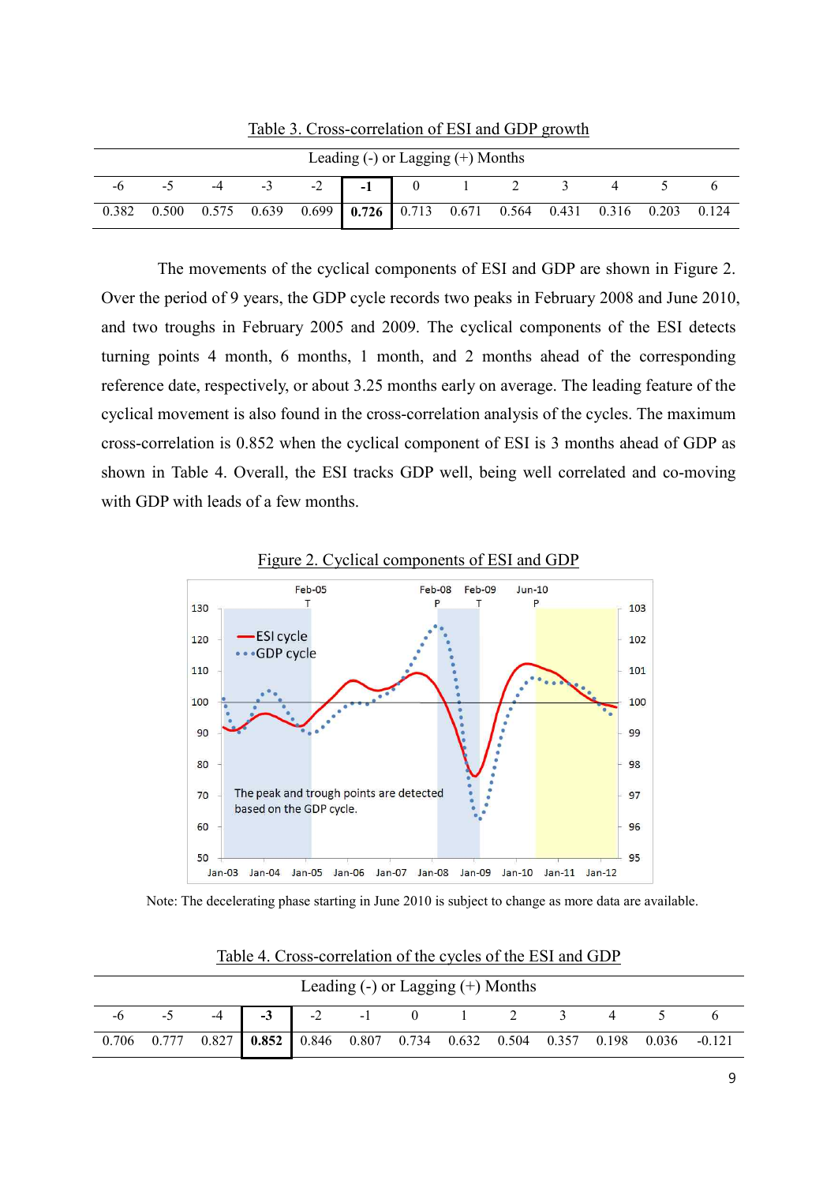Table 3. Cross-correlation of ESI and GDP growth

| Leading (-) or Lagging (+) Months | | | | | | | | | | | | |
|---|---|---|---|---|---|---|---|---|---|---|---|---|
| -6 | -5 | -4 | -3 | -2 | **-1** | 0 | 1 | 2 | 3 | 4 | 5 | 6 |
| 0.382 | 0.500 | 0.575 | 0.639 | 0.699 | **0.726** | 0.713 | 0.671 | 0.564 | 0.431 | 0.316 | 0.203 | 0.124 |

The movements of the cyclical components of ESI and GDP are shown in Figure 2. Over the period of 9 years, the GDP cycle records two peaks in February 2008 and June 2010, and two troughs in February 2005 and 2009. The cyclical components of the ESI detects turning points 4 month, 6 months, 1 month, and 2 months ahead of the corresponding reference date, respectively, or about 3.25 months early on average. The leading feature of the cyclical movement is also found in the cross-correlation analysis of the cycles. The maximum cross-correlation is 0.852 when the cyclical component of ESI is 3 months ahead of GDP as shown in Table 4. Overall, the ESI tracks GDP well, being well correlated and co-moving with GDP with leads of a few months.

Figure 2. Cyclical components of ESI and GDP

Note: The decelerating phase starting in June 2010 is subject to change as more data are available.

Table 4. Cross-correlation of the cycles of the ESI and GDP

| Leading (-) or Lagging (+) Months | | | | | | | | | | | | |
|---|---|---|---|---|---|---|---|---|---|---|---|---|
| -6 | -5 | -4 | **-3** | -2 | -1 | 0 | 1 | 2 | 3 | 4 | 5 | 6 |
| 0.706 | 0.777 | 0.827 | **0.852** | 0.846 | 0.807 | 0.734 | 0.632 | 0.504 | 0.357 | 0.198 | 0.036 | -0.121 |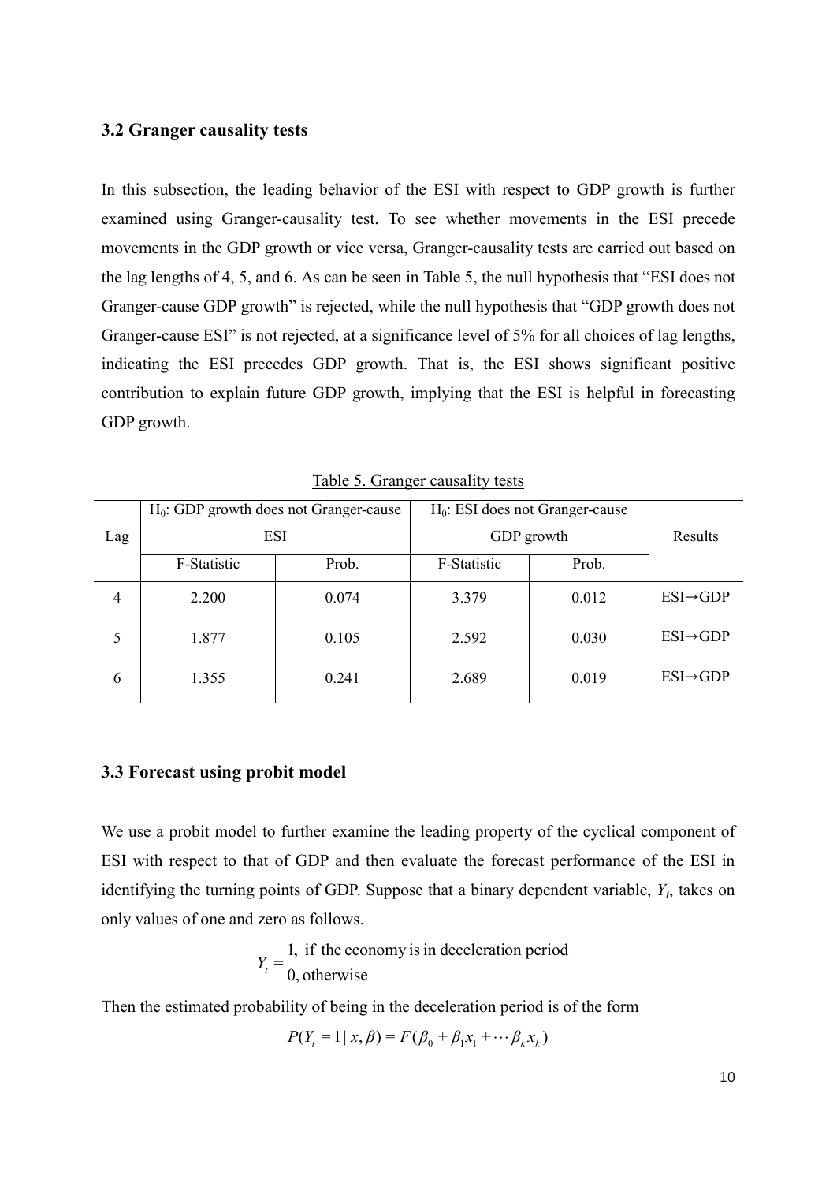### 3.2 Granger causality tests

In this subsection, the leading behavior of the ESI with respect to GDP growth is further examined using Granger-causality test. To see whether movements in the ESI precede movements in the GDP growth or vice versa, Granger-causality tests are carried out based on the lag lengths of 4, 5, and 6. As can be seen in Table 5, the null hypothesis that "ESI does not Granger-cause GDP growth" is rejected, while the null hypothesis that "GDP growth does not Granger-cause ESI" is not rejected, at a significance level of 5% for all choices of lag lengths, indicating the ESI precedes GDP growth. That is, the ESI shows significant positive contribution to explain future GDP growth, implying that the ESI is helpful in forecasting GDP growth.

Table 5. Granger causality tests

| Lag | $H_0$: GDP growth does not Granger-cause ESI | | $H_0$: ESI does not Granger-cause GDP growth | | Results |
|---|---|---|---|---|---|
| | F-Statistic | Prob. | F-Statistic | Prob. | |
| 4 | 2.200 | 0.074 | 3.379 | 0.012 | ESI→GDP |
| 5 | 1.877 | 0.105 | 2.592 | 0.030 | ESI→GDP |
| 6 | 1.355 | 0.241 | 2.689 | 0.019 | ESI→GDP |

### 3.3 Forecast using probit model

We use a probit model to further examine the leading property of the cyclical component of ESI with respect to that of GDP and then evaluate the forecast performance of the ESI in identifying the turning points of GDP. Suppose that a binary dependent variable, $Y_t$, takes on only values of one and zero as follows.

$$Y_t = \begin{cases} 1, & \text{if the economy is in deceleration period} \\ 0, & \text{otherwise} \end{cases}$$

Then the estimated probability of being in the deceleration period is of the form

$$P(Y_t = 1 \mid x, \beta) = F(\beta_0 + \beta_1 x_1 + \cdots \beta_k x_k)$$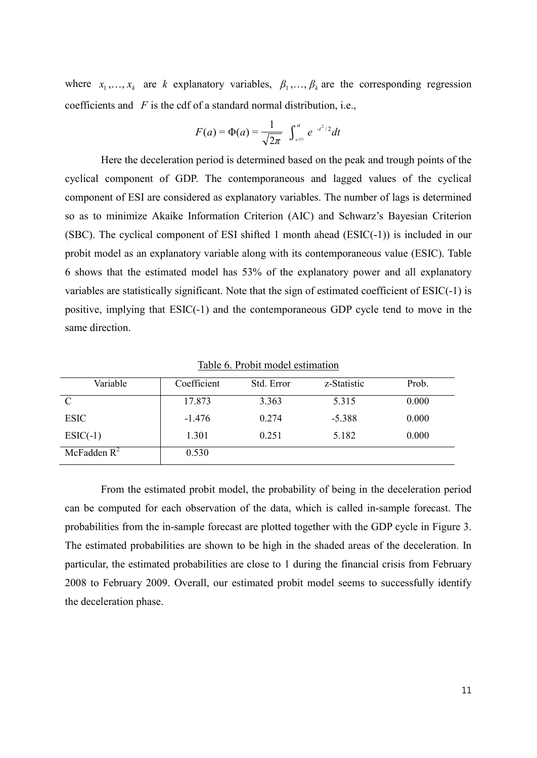where $x_1,\ldots,x_k$ are $k$ explanatory variables, $\beta_1,\ldots,\beta_k$ are the corresponding regression coefficients and $F$ is the cdf of a standard normal distribution, i.e.,

$$F(a) = \Phi(a) = \frac{1}{\sqrt{2\pi}} \int_{-\infty}^{a} e^{-t^2/2} dt$$

Here the deceleration period is determined based on the peak and trough points of the cyclical component of GDP. The contemporaneous and lagged values of the cyclical component of ESI are considered as explanatory variables. The number of lags is determined so as to minimize Akaike Information Criterion (AIC) and Schwarz's Bayesian Criterion (SBC). The cyclical component of ESI shifted 1 month ahead (ESIC(-1)) is included in our probit model as an explanatory variable along with its contemporaneous value (ESIC). Table 6 shows that the estimated model has 53% of the explanatory power and all explanatory variables are statistically significant. Note that the sign of estimated coefficient of ESIC(-1) is positive, implying that ESIC(-1) and the contemporaneous GDP cycle tend to move in the same direction.

Table 6. Probit model estimation

| Variable | Coefficient | Std. Error | z-Statistic | Prob. |
|---|---|---|---|---|
| C | 17.873 | 3.363 | 5.315 | 0.000 |
| ESIC | -1.476 | 0.274 | -5.388 | 0.000 |
| ESIC(-1) | 1.301 | 0.251 | 5.182 | 0.000 |
| McFadden $R^2$ | 0.530 | | | |

From the estimated probit model, the probability of being in the deceleration period can be computed for each observation of the data, which is called in-sample forecast. The probabilities from the in-sample forecast are plotted together with the GDP cycle in Figure 3. The estimated probabilities are shown to be high in the shaded areas of the deceleration. In particular, the estimated probabilities are close to 1 during the financial crisis from February 2008 to February 2009. Overall, our estimated probit model seems to successfully identify the deceleration phase.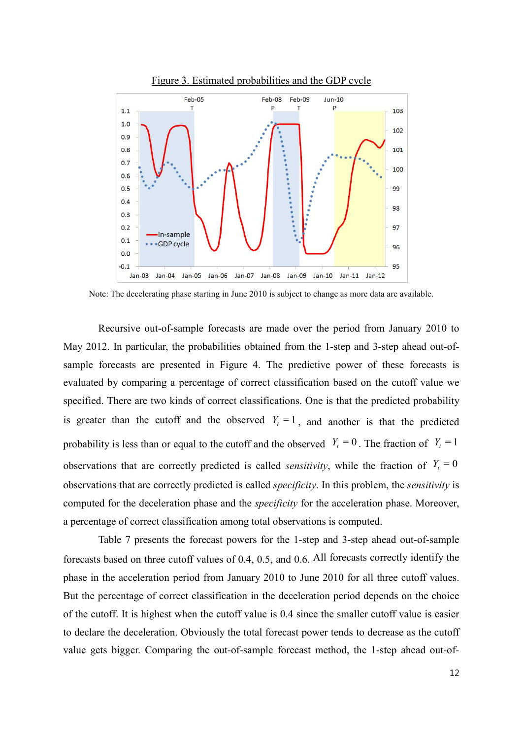Figure 3. Estimated probabilities and the GDP cycle

Note: The decelerating phase starting in June 2010 is subject to change as more data are available.

Recursive out-of-sample forecasts are made over the period from January 2010 to May 2012. In particular, the probabilities obtained from the 1-step and 3-step ahead out-of-sample forecasts are presented in Figure 4. The predictive power of these forecasts is evaluated by comparing a percentage of correct classification based on the cutoff value we specified. There are two kinds of correct classifications. One is that the predicted probability is greater than the cutoff and the observed $Y_t = 1$, and another is that the predicted probability is less than or equal to the cutoff and the observed $Y_t = 0$. The fraction of $Y_t = 1$ observations that are correctly predicted is called *sensitivity*, while the fraction of $Y_t = 0$ observations that are correctly predicted is called *specificity*. In this problem, the *sensitivity* is computed for the deceleration phase and the *specificity* for the acceleration phase. Moreover, a percentage of correct classification among total observations is computed.

Table 7 presents the forecast powers for the 1-step and 3-step ahead out-of-sample forecasts based on three cutoff values of 0.4, 0.5, and 0.6. All forecasts correctly identify the phase in the acceleration period from January 2010 to June 2010 for all three cutoff values. But the percentage of correct classification in the deceleration period depends on the choice of the cutoff. It is highest when the cutoff value is 0.4 since the smaller cutoff value is easier to declare the deceleration. Obviously the total forecast power tends to decrease as the cutoff value gets bigger. Comparing the out-of-sample forecast method, the 1-step ahead out-of-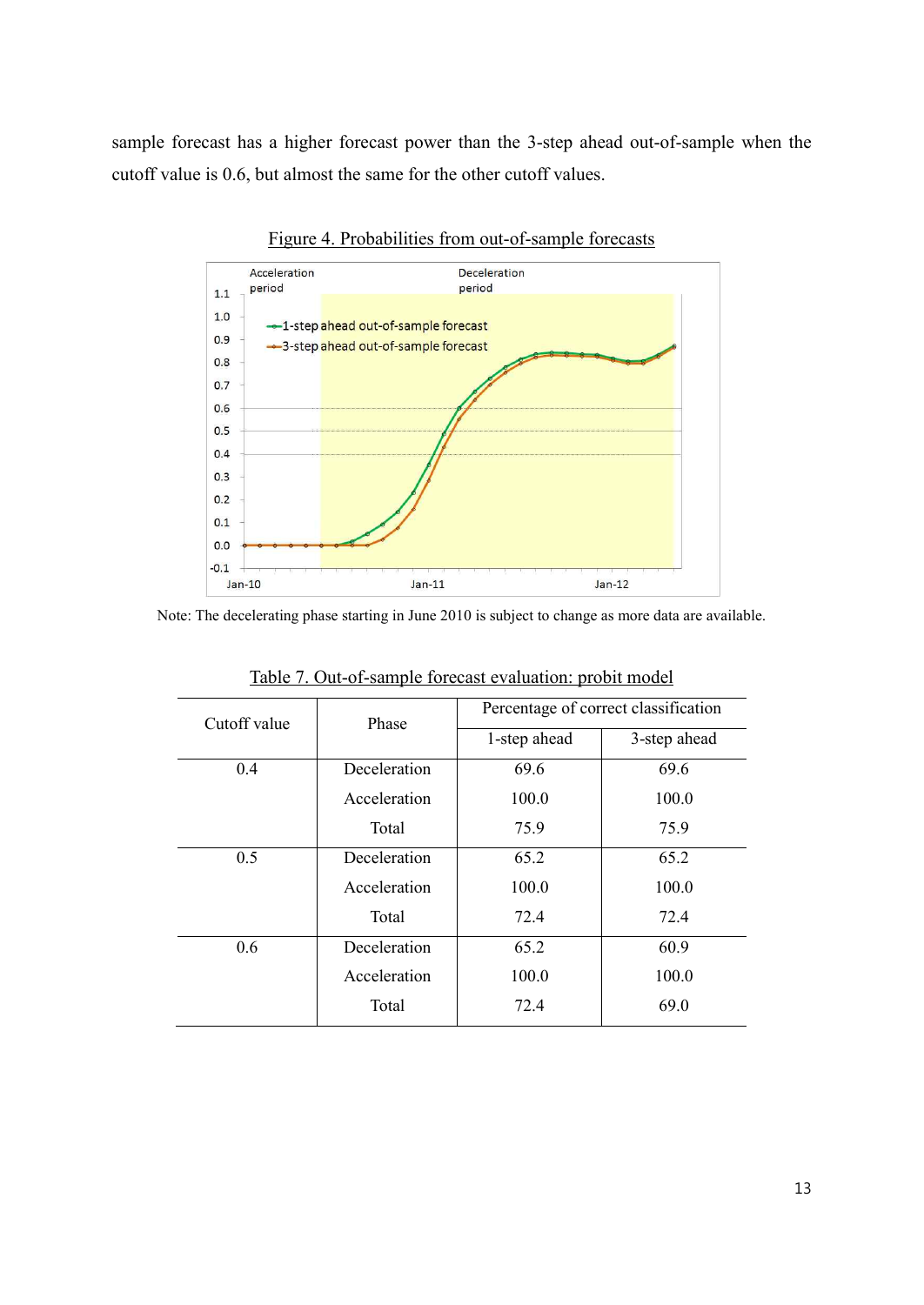sample forecast has a higher forecast power than the 3-step ahead out-of-sample when the cutoff value is 0.6, but almost the same for the other cutoff values.

Figure 4. Probabilities from out-of-sample forecasts

Note: The decelerating phase starting in June 2010 is subject to change as more data are available.

Table 7. Out-of-sample forecast evaluation: probit model

| Cutoff value | Phase | Percentage of correct classification | |
|---|---|---|---|
| | | 1-step ahead | 3-step ahead |
| 0.4 | Deceleration | 69.6 | 69.6 |
| | Acceleration | 100.0 | 100.0 |
| | Total | 75.9 | 75.9 |
| 0.5 | Deceleration | 65.2 | 65.2 |
| | Acceleration | 100.0 | 100.0 |
| | Total | 72.4 | 72.4 |
| 0.6 | Deceleration | 65.2 | 60.9 |
| | Acceleration | 100.0 | 100.0 |
| | Total | 72.4 | 69.0 |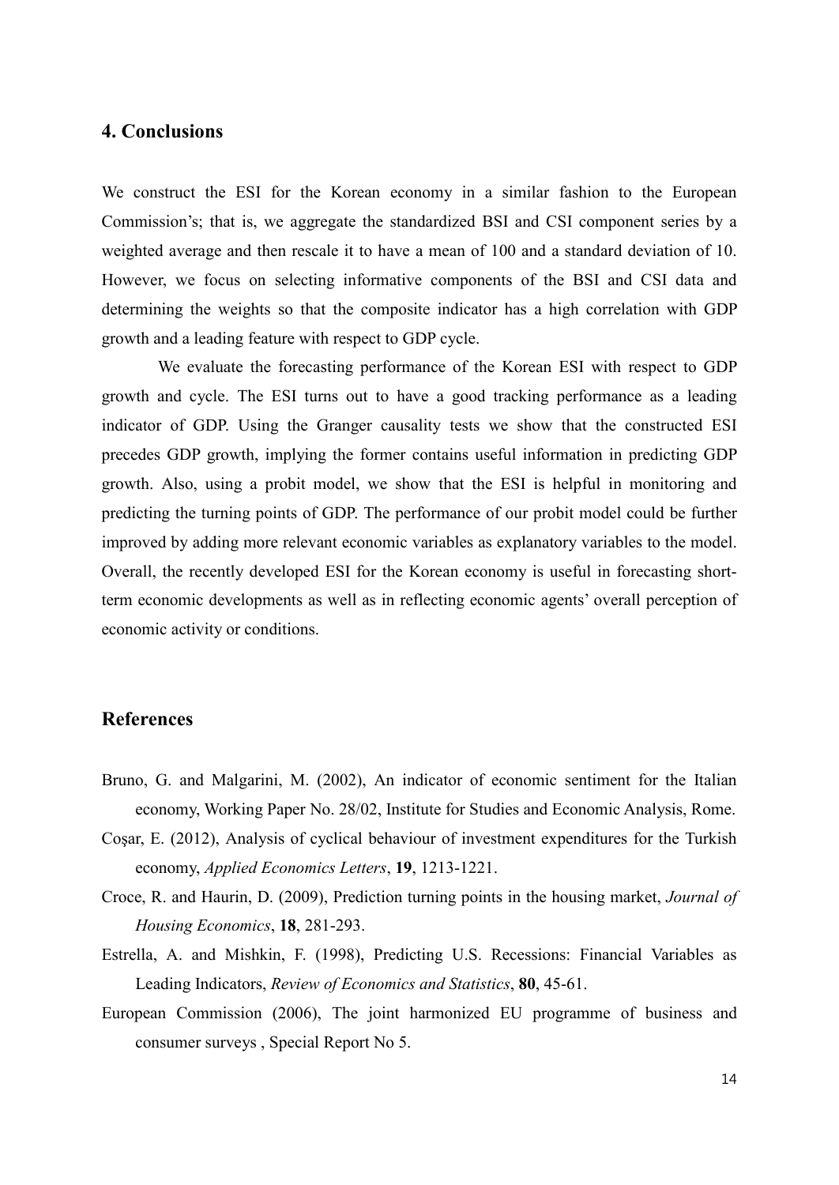## 4. Conclusions

We construct the ESI for the Korean economy in a similar fashion to the European Commission's; that is, we aggregate the standardized BSI and CSI component series by a weighted average and then rescale it to have a mean of 100 and a standard deviation of 10. However, we focus on selecting informative components of the BSI and CSI data and determining the weights so that the composite indicator has a high correlation with GDP growth and a leading feature with respect to GDP cycle.

We evaluate the forecasting performance of the Korean ESI with respect to GDP growth and cycle. The ESI turns out to have a good tracking performance as a leading indicator of GDP. Using the Granger causality tests we show that the constructed ESI precedes GDP growth, implying the former contains useful information in predicting GDP growth. Also, using a probit model, we show that the ESI is helpful in monitoring and predicting the turning points of GDP. The performance of our probit model could be further improved by adding more relevant economic variables as explanatory variables to the model. Overall, the recently developed ESI for the Korean economy is useful in forecasting short-term economic developments as well as in reflecting economic agents' overall perception of economic activity or conditions.

## References

Bruno, G. and Malgarini, M. (2002), An indicator of economic sentiment for the Italian economy, Working Paper No. 28/02, Institute for Studies and Economic Analysis, Rome.

Coşar, E. (2012), Analysis of cyclical behaviour of investment expenditures for the Turkish economy, *Applied Economics Letters*, **19**, 1213-1221.

Croce, R. and Haurin, D. (2009), Prediction turning points in the housing market, *Journal of Housing Economics*, **18**, 281-293.

Estrella, A. and Mishkin, F. (1998), Predicting U.S. Recessions: Financial Variables as Leading Indicators, *Review of Economics and Statistics*, **80**, 45-61.

European Commission (2006), The joint harmonized EU programme of business and consumer surveys , Special Report No 5.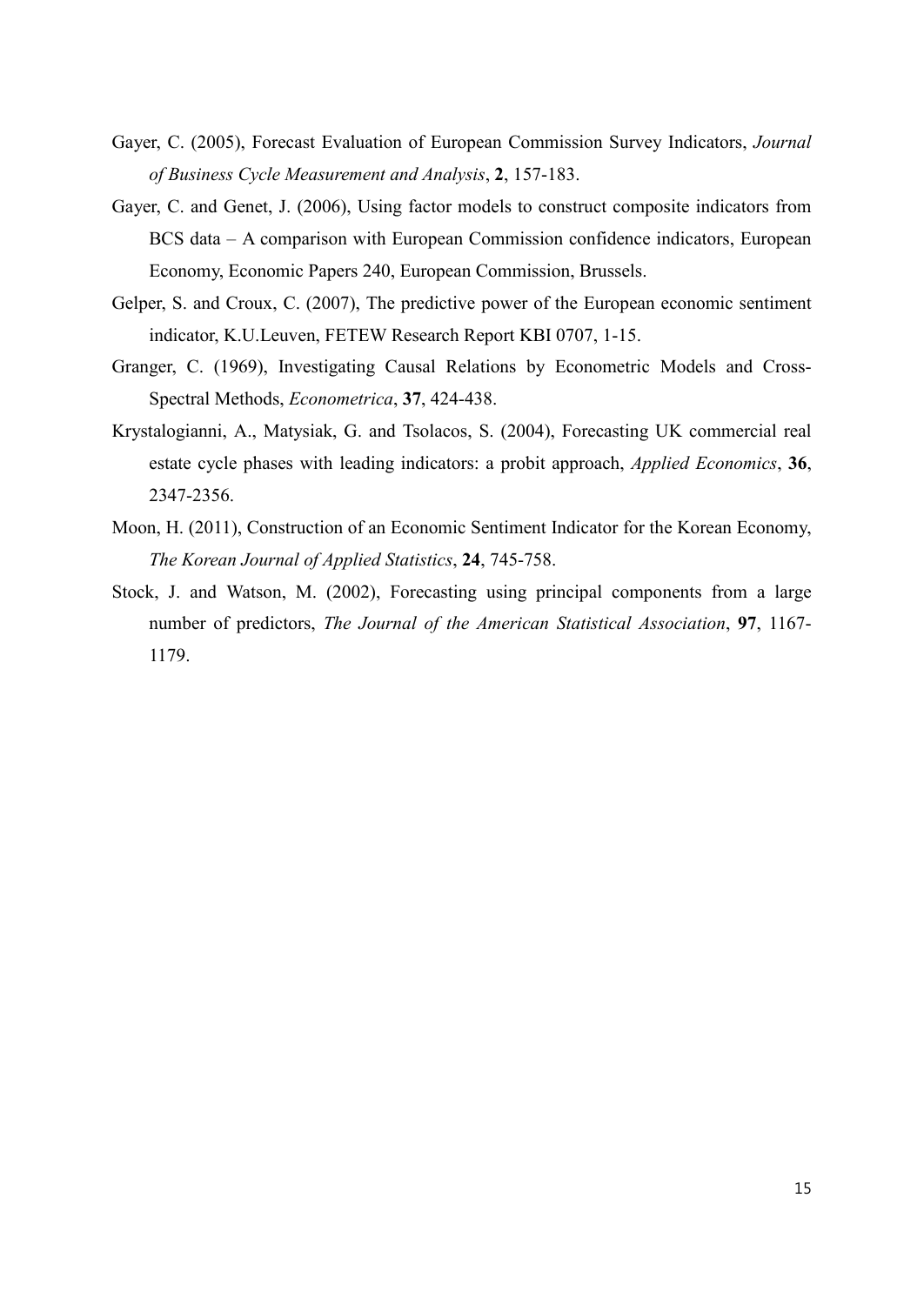Gayer, C. (2005), Forecast Evaluation of European Commission Survey Indicators, *Journal of Business Cycle Measurement and Analysis*, **2**, 157-183.

Gayer, C. and Genet, J. (2006), Using factor models to construct composite indicators from BCS data – A comparison with European Commission confidence indicators, European Economy, Economic Papers 240, European Commission, Brussels.

Gelper, S. and Croux, C. (2007), The predictive power of the European economic sentiment indicator, K.U.Leuven, FETEW Research Report KBI 0707, 1-15.

Granger, C. (1969), Investigating Causal Relations by Econometric Models and Cross-Spectral Methods, *Econometrica*, **37**, 424-438.

Krystalogianni, A., Matysiak, G. and Tsolacos, S. (2004), Forecasting UK commercial real estate cycle phases with leading indicators: a probit approach, *Applied Economics*, **36**, 2347-2356.

Moon, H. (2011), Construction of an Economic Sentiment Indicator for the Korean Economy, *The Korean Journal of Applied Statistics*, **24**, 745-758.

Stock, J. and Watson, M. (2002), Forecasting using principal components from a large number of predictors, *The Journal of the American Statistical Association*, **97**, 1167-1179.